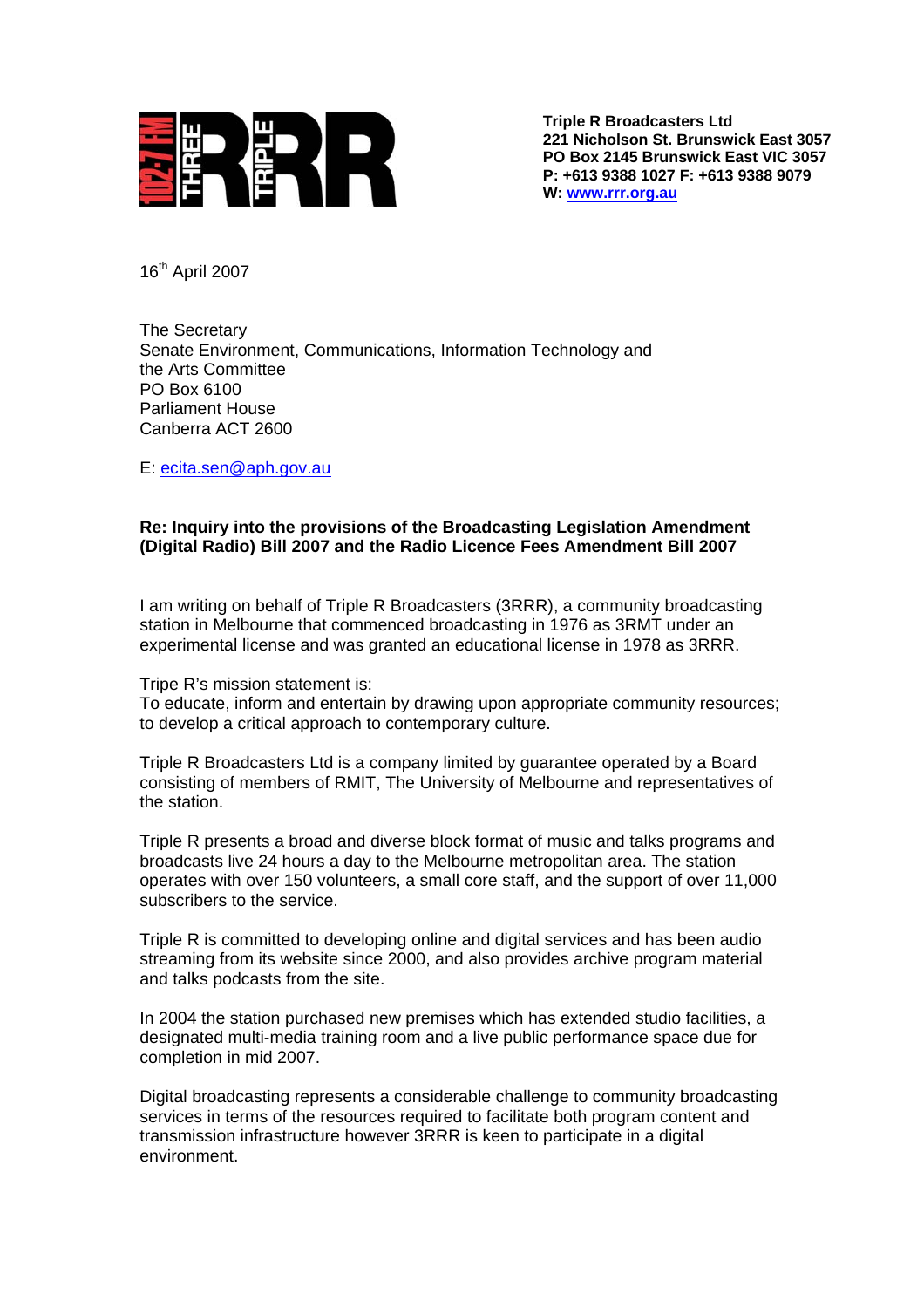**Triple R Broadcasters Ltd**
**221 Nicholson St. Brunswick East 3057**
**PO Box 2145 Brunswick East VIC 3057**
**P: +613 9388 1027 F: +613 9388 9079**
**W: www.rrr.org.au**

16th April 2007

The Secretary
Senate Environment, Communications, Information Technology and the Arts Committee
PO Box 6100
Parliament House
Canberra ACT 2600

E: ecita.sen@aph.gov.au

**Re: Inquiry into the provisions of the Broadcasting Legislation Amendment (Digital Radio) Bill 2007 and the Radio Licence Fees Amendment Bill 2007**

I am writing on behalf of Triple R Broadcasters (3RRR), a community broadcasting station in Melbourne that commenced broadcasting in 1976 as 3RMT under an experimental license and was granted an educational license in 1978 as 3RRR.

Tripe R's mission statement is:
To educate, inform and entertain by drawing upon appropriate community resources; to develop a critical approach to contemporary culture.

Triple R Broadcasters Ltd is a company limited by guarantee operated by a Board consisting of members of RMIT, The University of Melbourne and representatives of the station.

Triple R presents a broad and diverse block format of music and talks programs and broadcasts live 24 hours a day to the Melbourne metropolitan area. The station operates with over 150 volunteers, a small core staff, and the support of over 11,000 subscribers to the service.

Triple R is committed to developing online and digital services and has been audio streaming from its website since 2000, and also provides archive program material and talks podcasts from the site.

In 2004 the station purchased new premises which has extended studio facilities, a designated multi-media training room and a live public performance space due for completion in mid 2007.

Digital broadcasting represents a considerable challenge to community broadcasting services in terms of the resources required to facilitate both program content and transmission infrastructure however 3RRR is keen to participate in a digital environment.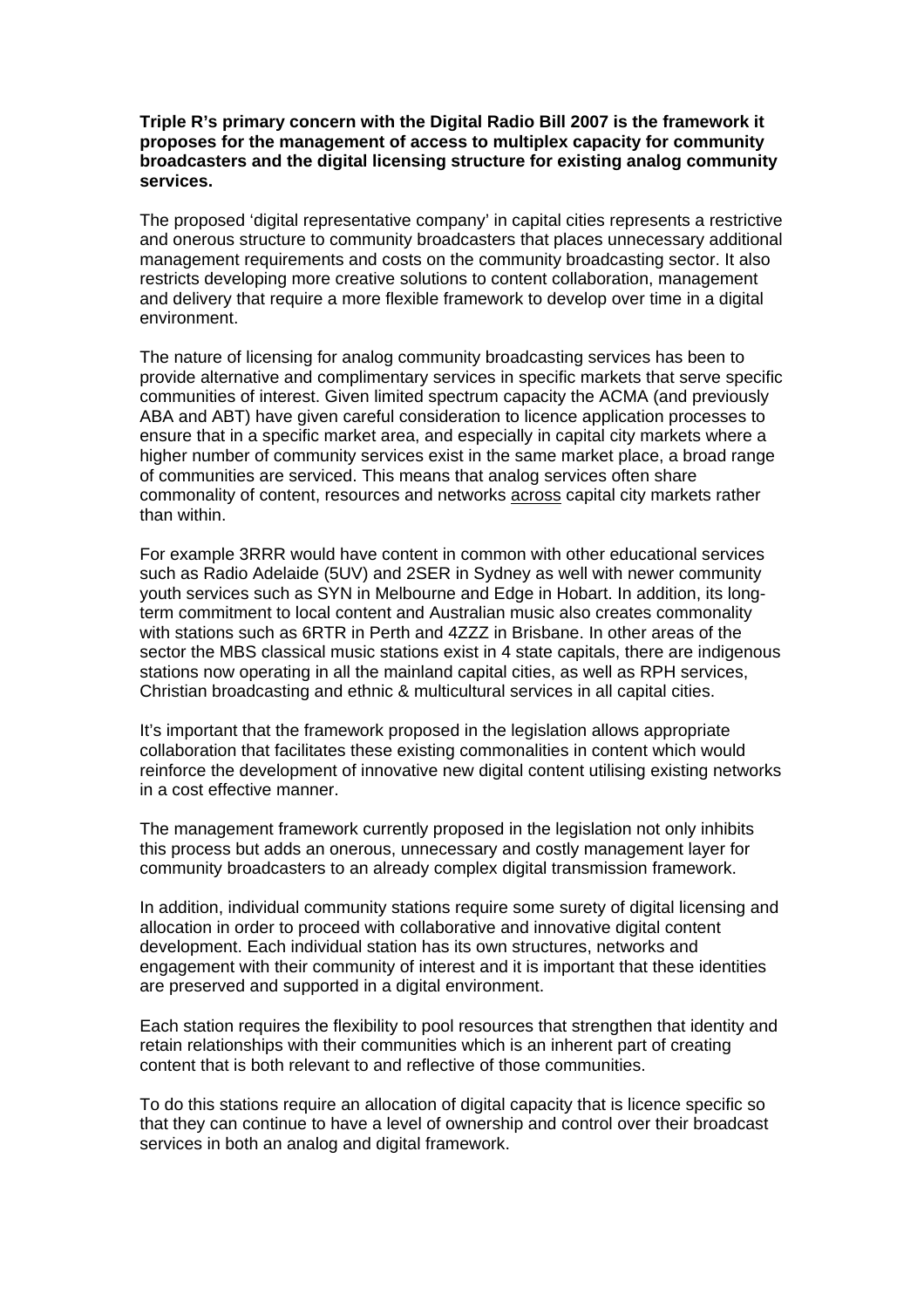**Triple R's primary concern with the Digital Radio Bill 2007 is the framework it proposes for the management of access to multiplex capacity for community broadcasters and the digital licensing structure for existing analog community services.**

The proposed 'digital representative company' in capital cities represents a restrictive and onerous structure to community broadcasters that places unnecessary additional management requirements and costs on the community broadcasting sector. It also restricts developing more creative solutions to content collaboration, management and delivery that require a more flexible framework to develop over time in a digital environment.

The nature of licensing for analog community broadcasting services has been to provide alternative and complimentary services in specific markets that serve specific communities of interest. Given limited spectrum capacity the ACMA (and previously ABA and ABT) have given careful consideration to licence application processes to ensure that in a specific market area, and especially in capital city markets where a higher number of community services exist in the same market place, a broad range of communities are serviced. This means that analog services often share commonality of content, resources and networks <u>across</u> capital city markets rather than within.

For example 3RRR would have content in common with other educational services such as Radio Adelaide (5UV) and 2SER in Sydney as well with newer community youth services such as SYN in Melbourne and Edge in Hobart. In addition, its long-term commitment to local content and Australian music also creates commonality with stations such as 6RTR in Perth and 4ZZZ in Brisbane. In other areas of the sector the MBS classical music stations exist in 4 state capitals, there are indigenous stations now operating in all the mainland capital cities, as well as RPH services, Christian broadcasting and ethnic & multicultural services in all capital cities.

It's important that the framework proposed in the legislation allows appropriate collaboration that facilitates these existing commonalities in content which would reinforce the development of innovative new digital content utilising existing networks in a cost effective manner.

The management framework currently proposed in the legislation not only inhibits this process but adds an onerous, unnecessary and costly management layer for community broadcasters to an already complex digital transmission framework.

In addition, individual community stations require some surety of digital licensing and allocation in order to proceed with collaborative and innovative digital content development. Each individual station has its own structures, networks and engagement with their community of interest and it is important that these identities are preserved and supported in a digital environment.

Each station requires the flexibility to pool resources that strengthen that identity and retain relationships with their communities which is an inherent part of creating content that is both relevant to and reflective of those communities.

To do this stations require an allocation of digital capacity that is licence specific so that they can continue to have a level of ownership and control over their broadcast services in both an analog and digital framework.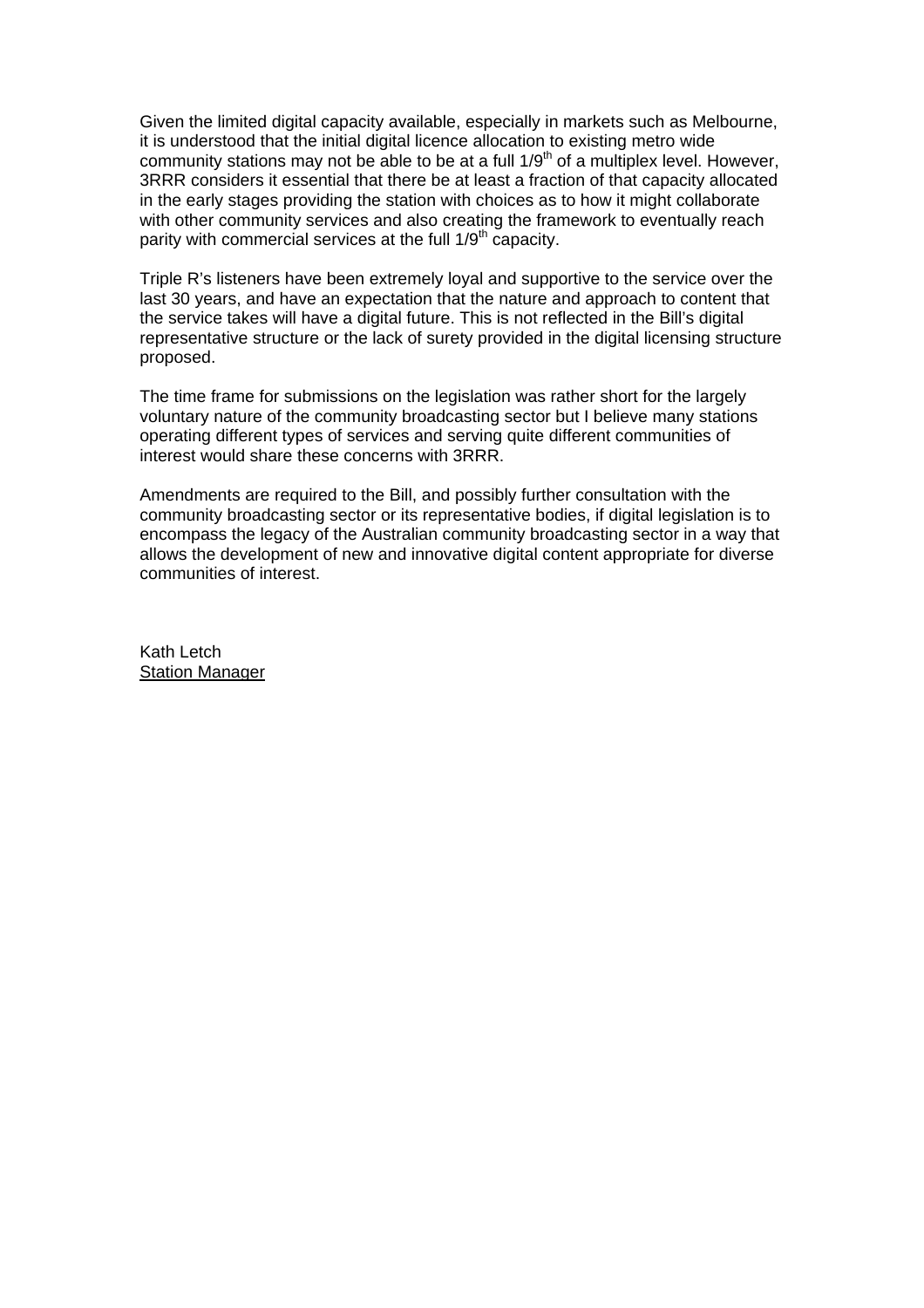Given the limited digital capacity available, especially in markets such as Melbourne, it is understood that the initial digital licence allocation to existing metro wide community stations may not be able to be at a full 1/9$^{th}$ of a multiplex level. However, 3RRR considers it essential that there be at least a fraction of that capacity allocated in the early stages providing the station with choices as to how it might collaborate with other community services and also creating the framework to eventually reach parity with commercial services at the full 1/9$^{th}$ capacity.

Triple R's listeners have been extremely loyal and supportive to the service over the last 30 years, and have an expectation that the nature and approach to content that the service takes will have a digital future. This is not reflected in the Bill's digital representative structure or the lack of surety provided in the digital licensing structure proposed.

The time frame for submissions on the legislation was rather short for the largely voluntary nature of the community broadcasting sector but I believe many stations operating different types of services and serving quite different communities of interest would share these concerns with 3RRR.

Amendments are required to the Bill, and possibly further consultation with the community broadcasting sector or its representative bodies, if digital legislation is to encompass the legacy of the Australian community broadcasting sector in a way that allows the development of new and innovative digital content appropriate for diverse communities of interest.

Kath Letch
Station Manager